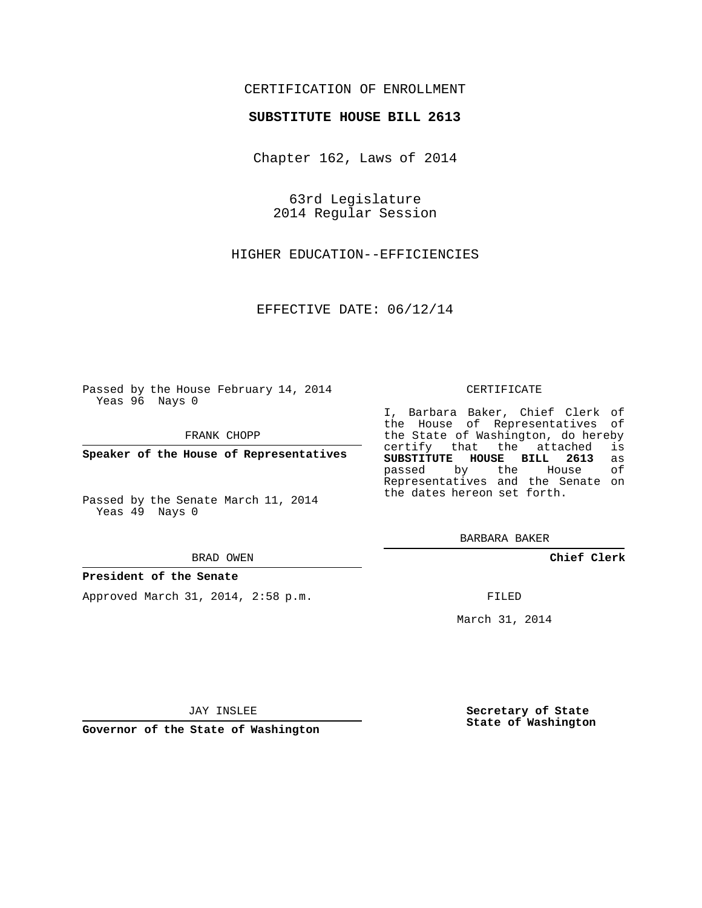CERTIFICATION OF ENROLLMENT

**SUBSTITUTE HOUSE BILL 2613**

Chapter 162, Laws of 2014

63rd Legislature
2014 Regular Session

HIGHER EDUCATION--EFFICIENCIES

EFFECTIVE DATE: 06/12/14

Passed by the House February 14, 2014
Yeas 96 Nays 0

FRANK CHOPP

**Speaker of the House of Representatives**

Passed by the Senate March 11, 2014
Yeas 49 Nays 0

BRAD OWEN

**President of the Senate**

Approved March 31, 2014, 2:58 p.m.

JAY INSLEE

**Governor of the State of Washington**

CERTIFICATE

I, Barbara Baker, Chief Clerk of the House of Representatives of the State of Washington, do hereby certify that the attached is **SUBSTITUTE HOUSE BILL 2613** as passed by the House of Representatives and the Senate on the dates hereon set forth.

BARBARA BAKER

**Chief Clerk**

FILED

March 31, 2014

**Secretary of State**
**State of Washington**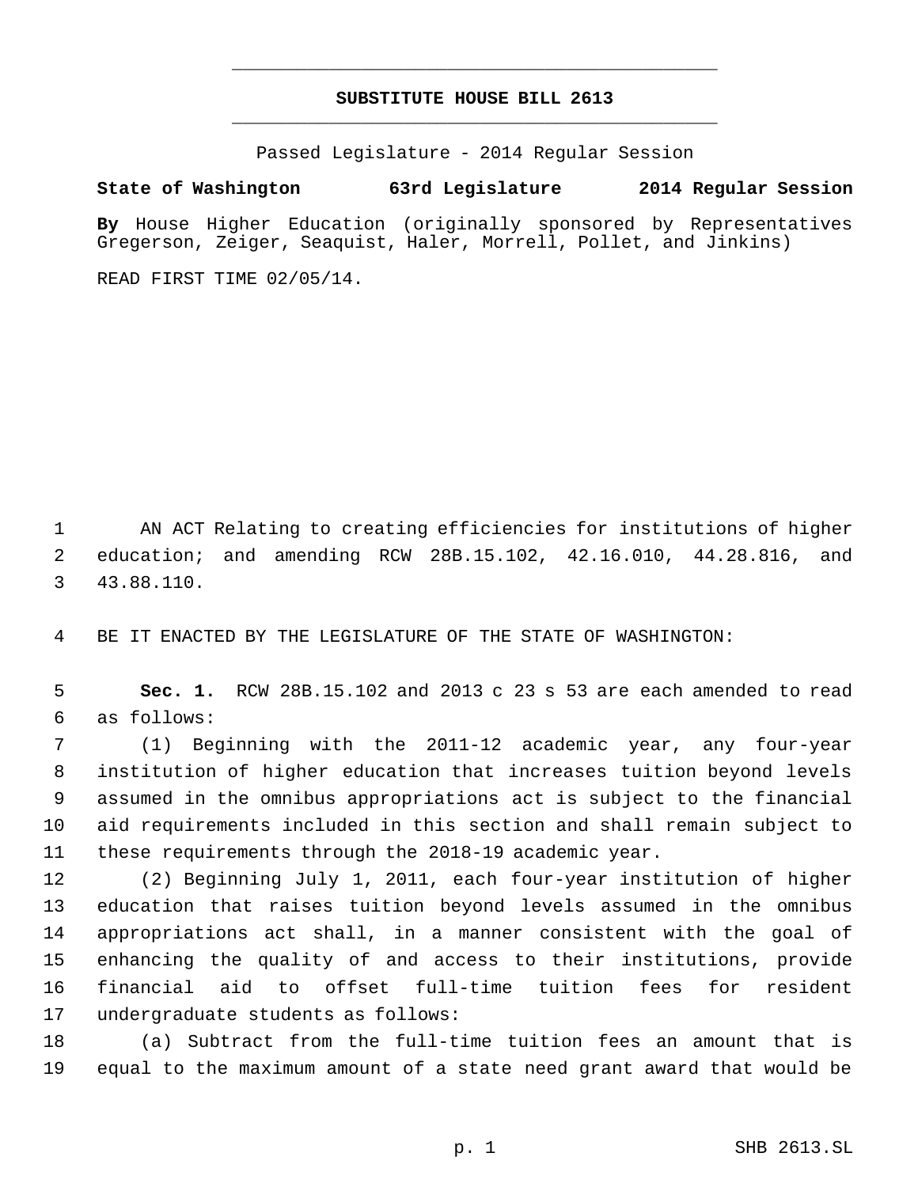# SUBSTITUTE HOUSE BILL 2613

Passed Legislature - 2014 Regular Session

**State of Washington 63rd Legislature 2014 Regular Session**

**By** House Higher Education (originally sponsored by Representatives Gregerson, Zeiger, Seaquist, Haler, Morrell, Pollet, and Jinkins)

READ FIRST TIME 02/05/14.

AN ACT Relating to creating efficiencies for institutions of higher education; and amending RCW 28B.15.102, 42.16.010, 44.28.816, and 43.88.110.

BE IT ENACTED BY THE LEGISLATURE OF THE STATE OF WASHINGTON:

**Sec. 1.** RCW 28B.15.102 and 2013 c 23 s 53 are each amended to read as follows:

(1) Beginning with the 2011-12 academic year, any four-year institution of higher education that increases tuition beyond levels assumed in the omnibus appropriations act is subject to the financial aid requirements included in this section and shall remain subject to these requirements through the 2018-19 academic year.

(2) Beginning July 1, 2011, each four-year institution of higher education that raises tuition beyond levels assumed in the omnibus appropriations act shall, in a manner consistent with the goal of enhancing the quality of and access to their institutions, provide financial aid to offset full-time tuition fees for resident undergraduate students as follows:

(a) Subtract from the full-time tuition fees an amount that is equal to the maximum amount of a state need grant award that would be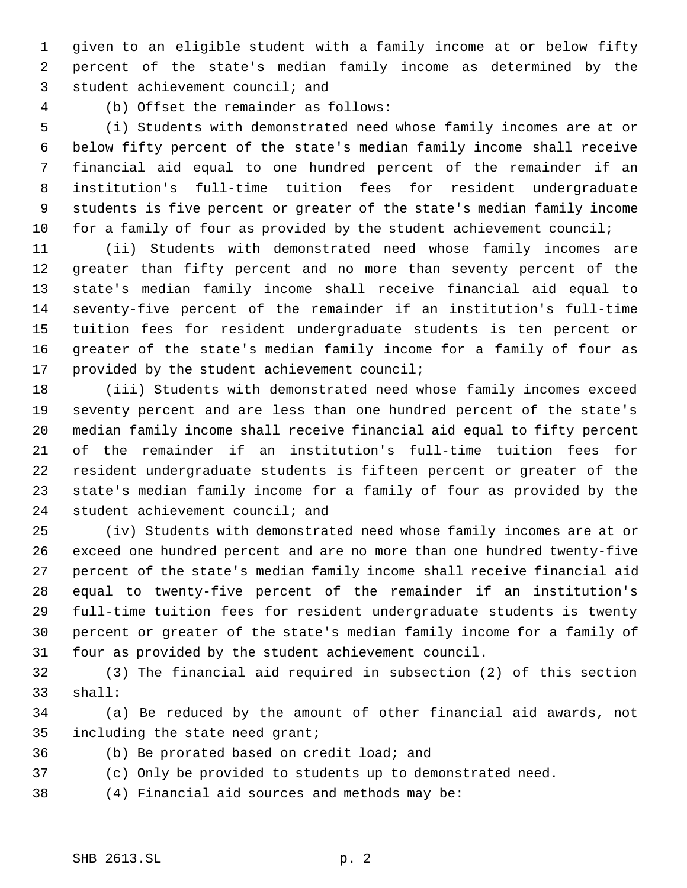given to an eligible student with a family income at or below fifty percent of the state's median family income as determined by the student achievement council; and

(b) Offset the remainder as follows:

(i) Students with demonstrated need whose family incomes are at or below fifty percent of the state's median family income shall receive financial aid equal to one hundred percent of the remainder if an institution's full-time tuition fees for resident undergraduate students is five percent or greater of the state's median family income for a family of four as provided by the student achievement council;

(ii) Students with demonstrated need whose family incomes are greater than fifty percent and no more than seventy percent of the state's median family income shall receive financial aid equal to seventy-five percent of the remainder if an institution's full-time tuition fees for resident undergraduate students is ten percent or greater of the state's median family income for a family of four as provided by the student achievement council;

(iii) Students with demonstrated need whose family incomes exceed seventy percent and are less than one hundred percent of the state's median family income shall receive financial aid equal to fifty percent of the remainder if an institution's full-time tuition fees for resident undergraduate students is fifteen percent or greater of the state's median family income for a family of four as provided by the student achievement council; and

(iv) Students with demonstrated need whose family incomes are at or exceed one hundred percent and are no more than one hundred twenty-five percent of the state's median family income shall receive financial aid equal to twenty-five percent of the remainder if an institution's full-time tuition fees for resident undergraduate students is twenty percent or greater of the state's median family income for a family of four as provided by the student achievement council.

(3) The financial aid required in subsection (2) of this section shall:

(a) Be reduced by the amount of other financial aid awards, not including the state need grant;

(b) Be prorated based on credit load; and

(c) Only be provided to students up to demonstrated need.

(4) Financial aid sources and methods may be: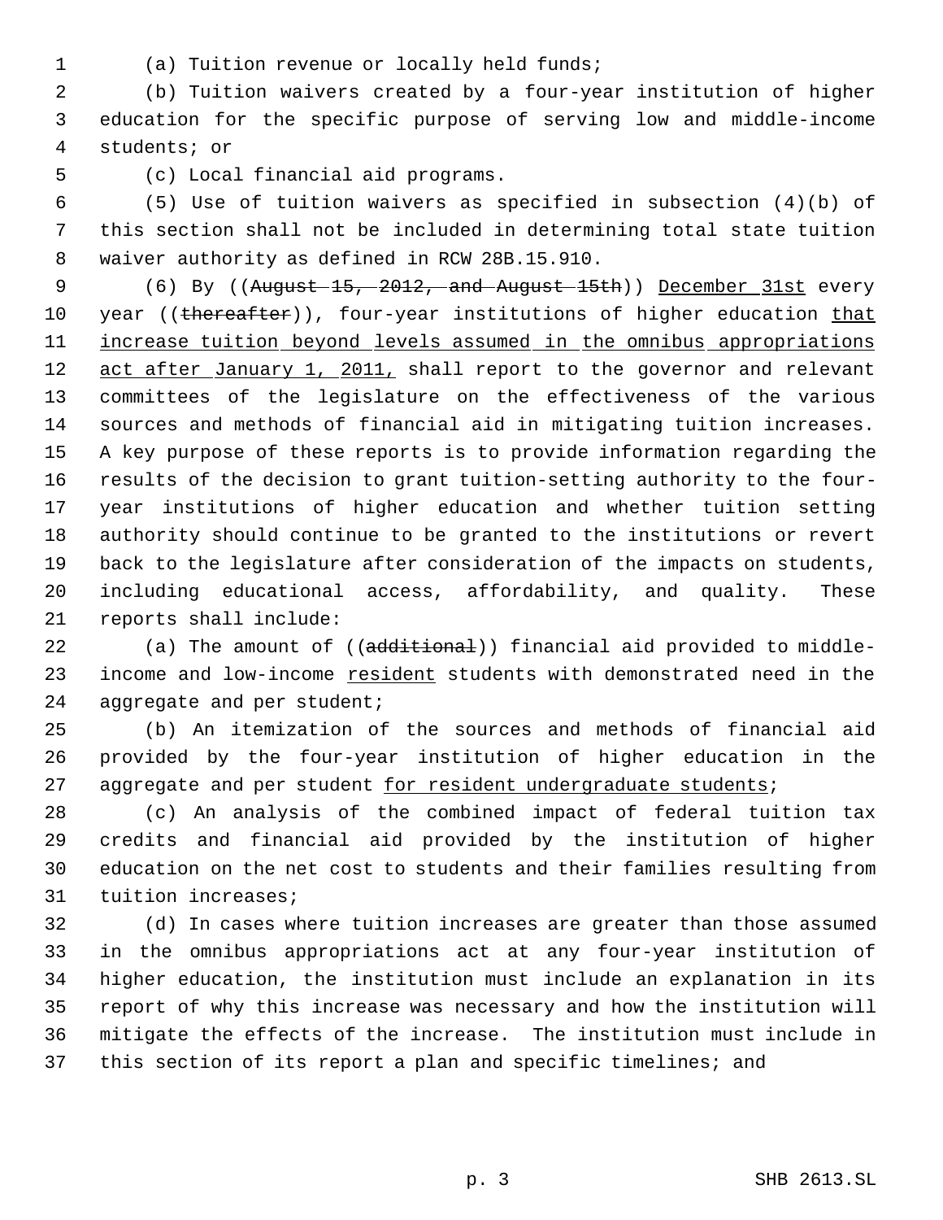(a) Tuition revenue or locally held funds;

(b) Tuition waivers created by a four-year institution of higher education for the specific purpose of serving low and middle-income students; or

(c) Local financial aid programs.

(5) Use of tuition waivers as specified in subsection (4)(b) of this section shall not be included in determining total state tuition waiver authority as defined in RCW 28B.15.910.

(6) By ((~~August 15, 2012, and August 15th~~)) <u>December 31st</u> every year ((~~thereafter~~)), four-year institutions of higher education <u>that increase tuition beyond levels assumed in the omnibus appropriations act after January 1, 2011,</u> shall report to the governor and relevant committees of the legislature on the effectiveness of the various sources and methods of financial aid in mitigating tuition increases. A key purpose of these reports is to provide information regarding the results of the decision to grant tuition-setting authority to the four-year institutions of higher education and whether tuition setting authority should continue to be granted to the institutions or revert back to the legislature after consideration of the impacts on students, including educational access, affordability, and quality. These reports shall include:

(a) The amount of ((~~additional~~)) financial aid provided to middle-income and low-income <u>resident</u> students with demonstrated need in the aggregate and per student;

(b) An itemization of the sources and methods of financial aid provided by the four-year institution of higher education in the aggregate and per student <u>for resident undergraduate students</u>;

(c) An analysis of the combined impact of federal tuition tax credits and financial aid provided by the institution of higher education on the net cost to students and their families resulting from tuition increases;

(d) In cases where tuition increases are greater than those assumed in the omnibus appropriations act at any four-year institution of higher education, the institution must include an explanation in its report of why this increase was necessary and how the institution will mitigate the effects of the increase. The institution must include in this section of its report a plan and specific timelines; and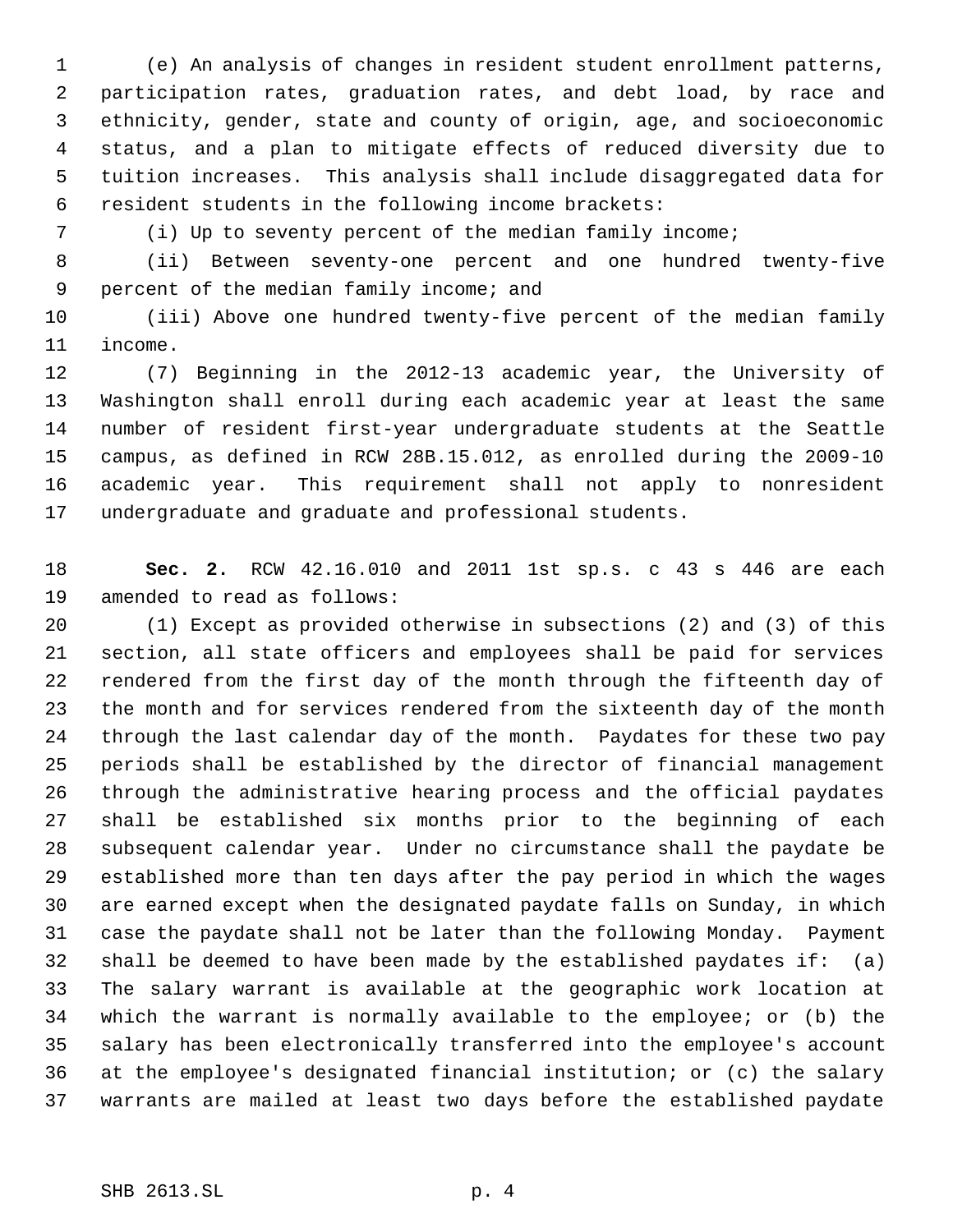(e) An analysis of changes in resident student enrollment patterns, participation rates, graduation rates, and debt load, by race and ethnicity, gender, state and county of origin, age, and socioeconomic status, and a plan to mitigate effects of reduced diversity due to tuition increases. This analysis shall include disaggregated data for resident students in the following income brackets:

(i) Up to seventy percent of the median family income;

(ii) Between seventy-one percent and one hundred twenty-five percent of the median family income; and

(iii) Above one hundred twenty-five percent of the median family income.

(7) Beginning in the 2012-13 academic year, the University of Washington shall enroll during each academic year at least the same number of resident first-year undergraduate students at the Seattle campus, as defined in RCW 28B.15.012, as enrolled during the 2009-10 academic year. This requirement shall not apply to nonresident undergraduate and graduate and professional students.

**Sec. 2.** RCW 42.16.010 and 2011 1st sp.s. c 43 s 446 are each amended to read as follows:

(1) Except as provided otherwise in subsections (2) and (3) of this section, all state officers and employees shall be paid for services rendered from the first day of the month through the fifteenth day of the month and for services rendered from the sixteenth day of the month through the last calendar day of the month. Paydates for these two pay periods shall be established by the director of financial management through the administrative hearing process and the official paydates shall be established six months prior to the beginning of each subsequent calendar year. Under no circumstance shall the paydate be established more than ten days after the pay period in which the wages are earned except when the designated paydate falls on Sunday, in which case the paydate shall not be later than the following Monday. Payment shall be deemed to have been made by the established paydates if: (a) The salary warrant is available at the geographic work location at which the warrant is normally available to the employee; or (b) the salary has been electronically transferred into the employee's account at the employee's designated financial institution; or (c) the salary warrants are mailed at least two days before the established paydate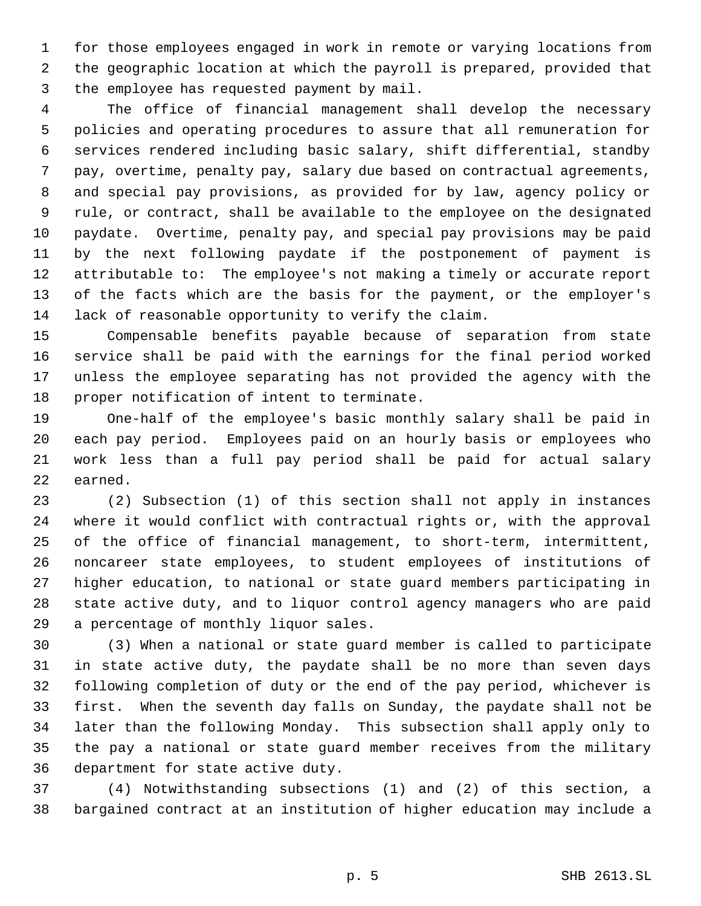for those employees engaged in work in remote or varying locations from the geographic location at which the payroll is prepared, provided that the employee has requested payment by mail.

The office of financial management shall develop the necessary policies and operating procedures to assure that all remuneration for services rendered including basic salary, shift differential, standby pay, overtime, penalty pay, salary due based on contractual agreements, and special pay provisions, as provided for by law, agency policy or rule, or contract, shall be available to the employee on the designated paydate. Overtime, penalty pay, and special pay provisions may be paid by the next following paydate if the postponement of payment is attributable to: The employee's not making a timely or accurate report of the facts which are the basis for the payment, or the employer's lack of reasonable opportunity to verify the claim.

Compensable benefits payable because of separation from state service shall be paid with the earnings for the final period worked unless the employee separating has not provided the agency with the proper notification of intent to terminate.

One-half of the employee's basic monthly salary shall be paid in each pay period. Employees paid on an hourly basis or employees who work less than a full pay period shall be paid for actual salary earned.

(2) Subsection (1) of this section shall not apply in instances where it would conflict with contractual rights or, with the approval of the office of financial management, to short-term, intermittent, noncareer state employees, to student employees of institutions of higher education, to national or state guard members participating in state active duty, and to liquor control agency managers who are paid a percentage of monthly liquor sales.

(3) When a national or state guard member is called to participate in state active duty, the paydate shall be no more than seven days following completion of duty or the end of the pay period, whichever is first. When the seventh day falls on Sunday, the paydate shall not be later than the following Monday. This subsection shall apply only to the pay a national or state guard member receives from the military department for state active duty.

(4) Notwithstanding subsections (1) and (2) of this section, a bargained contract at an institution of higher education may include a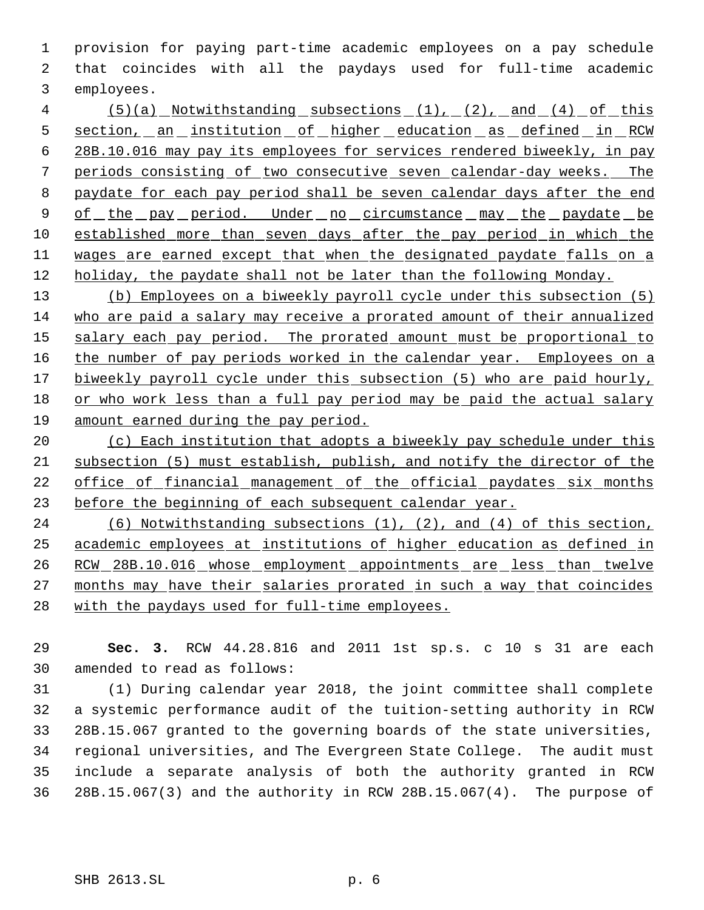provision for paying part-time academic employees on a pay schedule that coincides with all the paydays used for full-time academic employees.

(5)(a) Notwithstanding subsections (1), (2), and (4) of this section, an institution of higher education as defined in RCW 28B.10.016 may pay its employees for services rendered biweekly, in pay periods consisting of two consecutive seven calendar-day weeks. The paydate for each pay period shall be seven calendar days after the end of the pay period. Under no circumstance may the paydate be established more than seven days after the pay period in which the wages are earned except that when the designated paydate falls on a holiday, the paydate shall not be later than the following Monday.

(b) Employees on a biweekly payroll cycle under this subsection (5) who are paid a salary may receive a prorated amount of their annualized salary each pay period. The prorated amount must be proportional to the number of pay periods worked in the calendar year. Employees on a biweekly payroll cycle under this subsection (5) who are paid hourly, or who work less than a full pay period may be paid the actual salary amount earned during the pay period.

(c) Each institution that adopts a biweekly pay schedule under this subsection (5) must establish, publish, and notify the director of the office of financial management of the official paydates six months before the beginning of each subsequent calendar year.

(6) Notwithstanding subsections (1), (2), and (4) of this section, academic employees at institutions of higher education as defined in RCW 28B.10.016 whose employment appointments are less than twelve months may have their salaries prorated in such a way that coincides with the paydays used for full-time employees.

**Sec. 3.** RCW 44.28.816 and 2011 1st sp.s. c 10 s 31 are each amended to read as follows:

(1) During calendar year 2018, the joint committee shall complete a systemic performance audit of the tuition-setting authority in RCW 28B.15.067 granted to the governing boards of the state universities, regional universities, and The Evergreen State College. The audit must include a separate analysis of both the authority granted in RCW 28B.15.067(3) and the authority in RCW 28B.15.067(4). The purpose of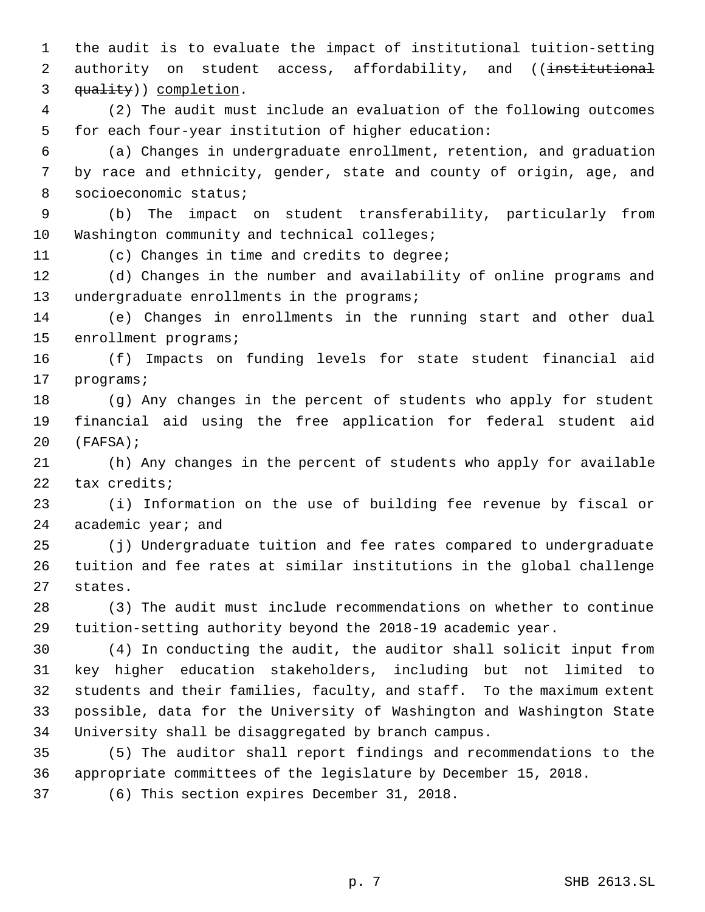the audit is to evaluate the impact of institutional tuition-setting authority on student access, affordability, and ((~~institutional quality~~)) <u>completion</u>.

(2) The audit must include an evaluation of the following outcomes for each four-year institution of higher education:

(a) Changes in undergraduate enrollment, retention, and graduation by race and ethnicity, gender, state and county of origin, age, and socioeconomic status;

(b) The impact on student transferability, particularly from Washington community and technical colleges;

(c) Changes in time and credits to degree;

(d) Changes in the number and availability of online programs and undergraduate enrollments in the programs;

(e) Changes in enrollments in the running start and other dual enrollment programs;

(f) Impacts on funding levels for state student financial aid programs;

(g) Any changes in the percent of students who apply for student financial aid using the free application for federal student aid (FAFSA);

(h) Any changes in the percent of students who apply for available tax credits;

(i) Information on the use of building fee revenue by fiscal or academic year; and

(j) Undergraduate tuition and fee rates compared to undergraduate tuition and fee rates at similar institutions in the global challenge states.

(3) The audit must include recommendations on whether to continue tuition-setting authority beyond the 2018-19 academic year.

(4) In conducting the audit, the auditor shall solicit input from key higher education stakeholders, including but not limited to students and their families, faculty, and staff. To the maximum extent possible, data for the University of Washington and Washington State University shall be disaggregated by branch campus.

(5) The auditor shall report findings and recommendations to the appropriate committees of the legislature by December 15, 2018.

(6) This section expires December 31, 2018.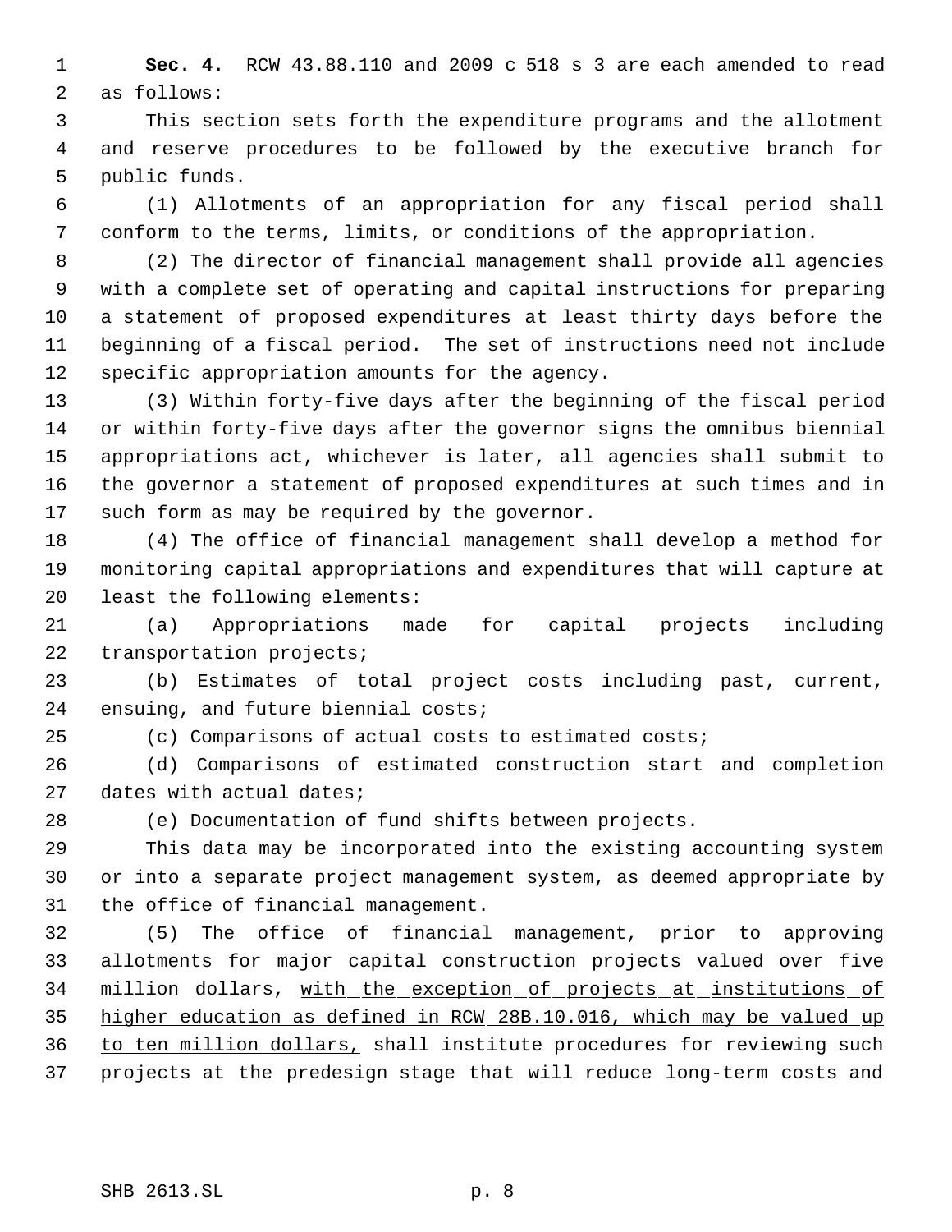**Sec. 4.** RCW 43.88.110 and 2009 c 518 s 3 are each amended to read as follows:

This section sets forth the expenditure programs and the allotment and reserve procedures to be followed by the executive branch for public funds.

(1) Allotments of an appropriation for any fiscal period shall conform to the terms, limits, or conditions of the appropriation.

(2) The director of financial management shall provide all agencies with a complete set of operating and capital instructions for preparing a statement of proposed expenditures at least thirty days before the beginning of a fiscal period. The set of instructions need not include specific appropriation amounts for the agency.

(3) Within forty-five days after the beginning of the fiscal period or within forty-five days after the governor signs the omnibus biennial appropriations act, whichever is later, all agencies shall submit to the governor a statement of proposed expenditures at such times and in such form as may be required by the governor.

(4) The office of financial management shall develop a method for monitoring capital appropriations and expenditures that will capture at least the following elements:

(a) Appropriations made for capital projects including transportation projects;

(b) Estimates of total project costs including past, current, ensuing, and future biennial costs;

(c) Comparisons of actual costs to estimated costs;

(d) Comparisons of estimated construction start and completion dates with actual dates;

(e) Documentation of fund shifts between projects.

This data may be incorporated into the existing accounting system or into a separate project management system, as deemed appropriate by the office of financial management.

(5) The office of financial management, prior to approving allotments for major capital construction projects valued over five million dollars, <u>with the exception of projects at institutions of higher education as defined in RCW 28B.10.016, which may be valued up to ten million dollars,</u> shall institute procedures for reviewing such projects at the predesign stage that will reduce long-term costs and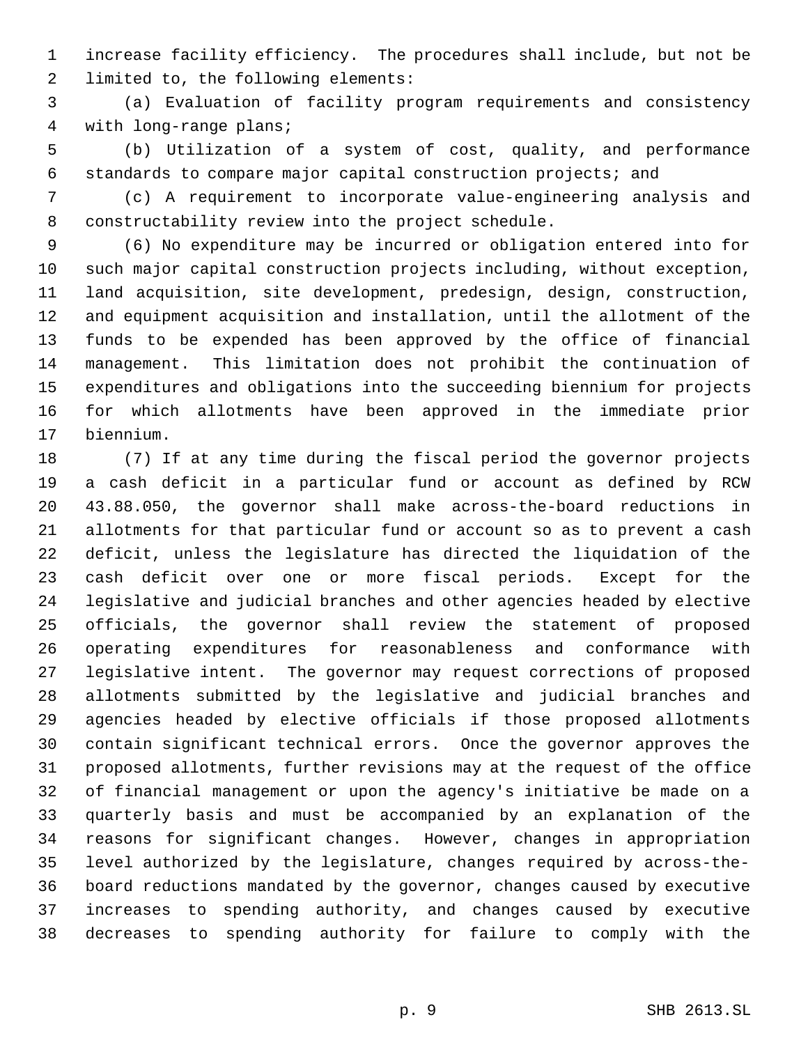increase facility efficiency. The procedures shall include, but not be limited to, the following elements:

(a) Evaluation of facility program requirements and consistency with long-range plans;

(b) Utilization of a system of cost, quality, and performance standards to compare major capital construction projects; and

(c) A requirement to incorporate value-engineering analysis and constructability review into the project schedule.

(6) No expenditure may be incurred or obligation entered into for such major capital construction projects including, without exception, land acquisition, site development, predesign, design, construction, and equipment acquisition and installation, until the allotment of the funds to be expended has been approved by the office of financial management. This limitation does not prohibit the continuation of expenditures and obligations into the succeeding biennium for projects for which allotments have been approved in the immediate prior biennium.

(7) If at any time during the fiscal period the governor projects a cash deficit in a particular fund or account as defined by RCW 43.88.050, the governor shall make across-the-board reductions in allotments for that particular fund or account so as to prevent a cash deficit, unless the legislature has directed the liquidation of the cash deficit over one or more fiscal periods. Except for the legislative and judicial branches and other agencies headed by elective officials, the governor shall review the statement of proposed operating expenditures for reasonableness and conformance with legislative intent. The governor may request corrections of proposed allotments submitted by the legislative and judicial branches and agencies headed by elective officials if those proposed allotments contain significant technical errors. Once the governor approves the proposed allotments, further revisions may at the request of the office of financial management or upon the agency's initiative be made on a quarterly basis and must be accompanied by an explanation of the reasons for significant changes. However, changes in appropriation level authorized by the legislature, changes required by across-the-board reductions mandated by the governor, changes caused by executive increases to spending authority, and changes caused by executive decreases to spending authority for failure to comply with the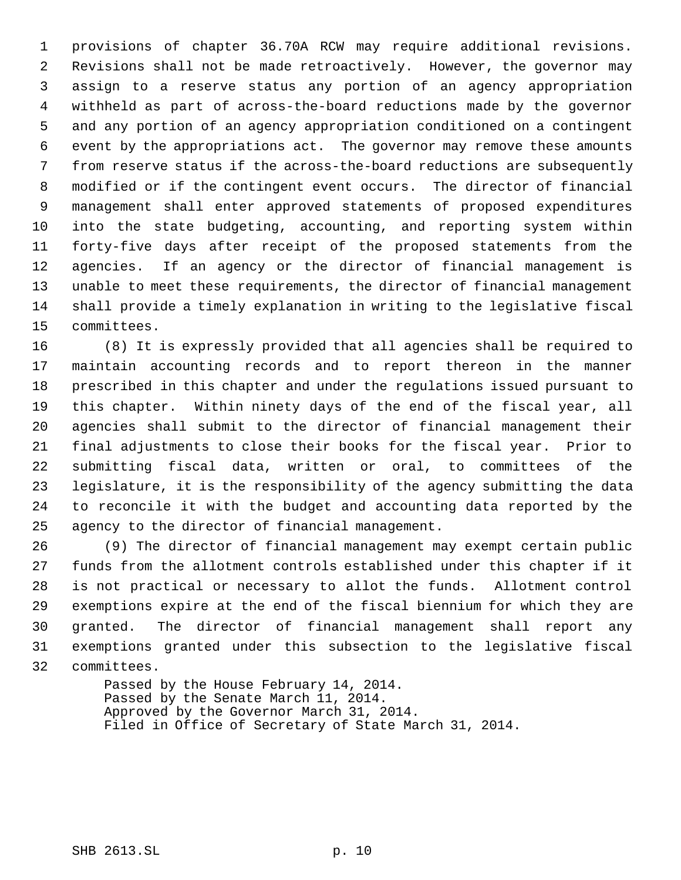provisions of chapter 36.70A RCW may require additional revisions. Revisions shall not be made retroactively. However, the governor may assign to a reserve status any portion of an agency appropriation withheld as part of across-the-board reductions made by the governor and any portion of an agency appropriation conditioned on a contingent event by the appropriations act. The governor may remove these amounts from reserve status if the across-the-board reductions are subsequently modified or if the contingent event occurs. The director of financial management shall enter approved statements of proposed expenditures into the state budgeting, accounting, and reporting system within forty-five days after receipt of the proposed statements from the agencies. If an agency or the director of financial management is unable to meet these requirements, the director of financial management shall provide a timely explanation in writing to the legislative fiscal committees.

(8) It is expressly provided that all agencies shall be required to maintain accounting records and to report thereon in the manner prescribed in this chapter and under the regulations issued pursuant to this chapter. Within ninety days of the end of the fiscal year, all agencies shall submit to the director of financial management their final adjustments to close their books for the fiscal year. Prior to submitting fiscal data, written or oral, to committees of the legislature, it is the responsibility of the agency submitting the data to reconcile it with the budget and accounting data reported by the agency to the director of financial management.

(9) The director of financial management may exempt certain public funds from the allotment controls established under this chapter if it is not practical or necessary to allot the funds. Allotment control exemptions expire at the end of the fiscal biennium for which they are granted. The director of financial management shall report any exemptions granted under this subsection to the legislative fiscal committees.

Passed by the House February 14, 2014.
Passed by the Senate March 11, 2014.
Approved by the Governor March 31, 2014.
Filed in Office of Secretary of State March 31, 2014.